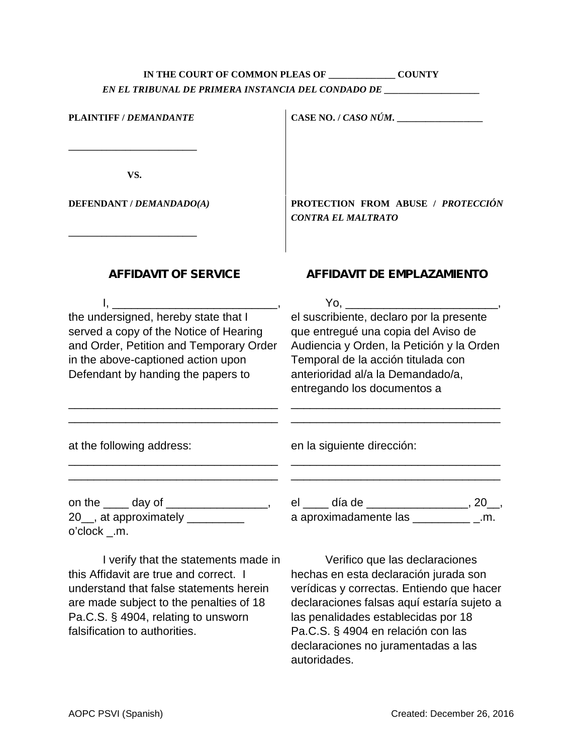**IN THE COURT OF COMMON PLEAS OF ______________ COUNTY**
***EN EL TRIBUNAL DE PRIMERA INSTANCIA DEL CONDADO DE ____________________***

**PLAINTIFF /** ***DEMANDANTE***

_______________________

**VS.**

**DEFENDANT /** ***DEMANDADO(A)***

_______________________

**CASE NO. /** ***CASO NÚM.*** __________________

**PROTECTION FROM ABUSE /** ***PROTECCIÓN CONTRA EL MALTRATO***

## AFFIDAVIT OF SERVICE

I, __________________________, the undersigned, hereby state that I served a copy of the Notice of Hearing and Order, Petition and Temporary Order in the above-captioned action upon Defendant by handing the papers to

_________________________________
_________________________________

at the following address:
_________________________________
_________________________________

on the ____ day of ________________, 20__, at approximately _________ o'clock _.m.

I verify that the statements made in this Affidavit are true and correct. I understand that false statements herein are made subject to the penalties of 18 Pa.C.S. § 4904, relating to unsworn falsification to authorities.

## AFFIDAVIT DE EMPLAZAMIENTO

Yo, ________________________, el suscribiente, declaro por la presente que entregué una copia del Aviso de Audiencia y Orden, la Petición y la Orden Temporal de la acción titulada con anterioridad al/a la Demandado/a, entregando los documentos a

_________________________________
_________________________________

en la siguiente dirección:
_________________________________
_________________________________

el ____ día de ________________, 20__, a aproximadamente las _________ _.m.

Verifico que las declaraciones hechas en esta declaración jurada son verídicas y correctas. Entiendo que hacer declaraciones falsas aquí estaría sujeto a las penalidades establecidas por 18 Pa.C.S. § 4904 en relación con las declaraciones no juramentadas a las autoridades.

AOPC PSVI (Spanish) Created: December 26, 2016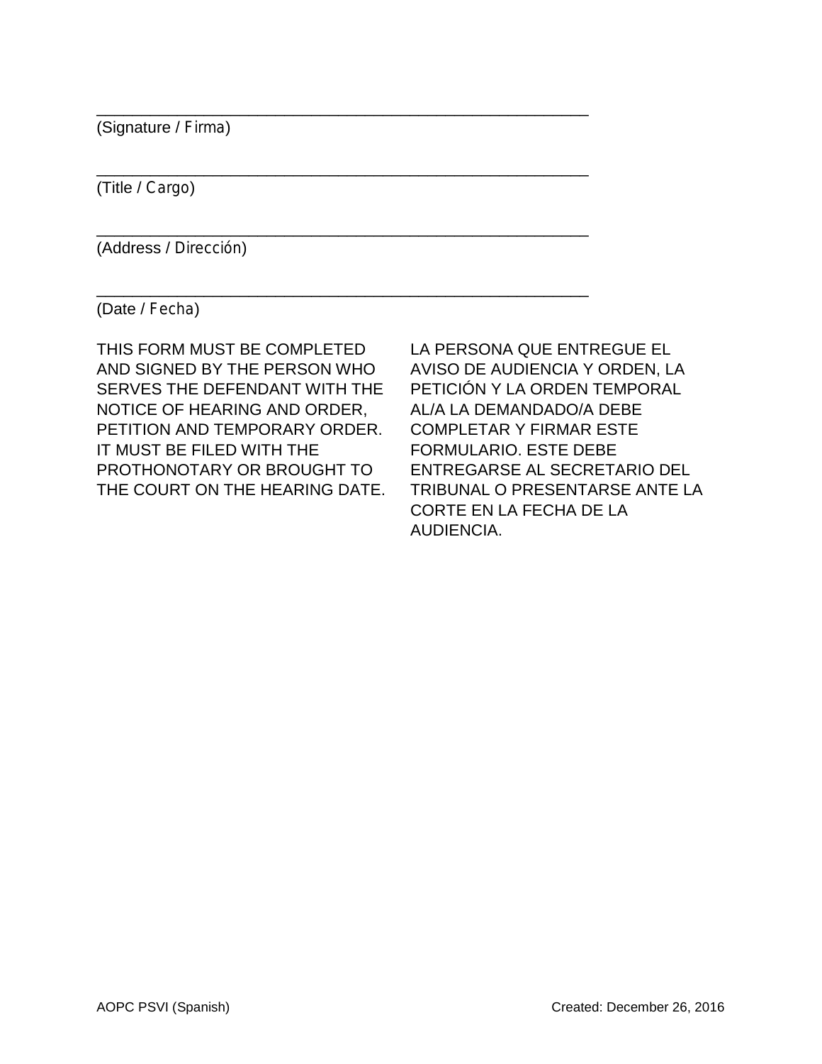\_\_\_\_\_\_\_\_\_\_\_\_\_\_\_\_\_\_\_\_\_\_\_\_\_\_\_\_\_\_\_\_\_\_\_\_\_\_\_\_\_\_\_\_\_\_\_\_\_\_

(Signature / Firma)

\_\_\_\_\_\_\_\_\_\_\_\_\_\_\_\_\_\_\_\_\_\_\_\_\_\_\_\_\_\_\_\_\_\_\_\_\_\_\_\_\_\_\_\_\_\_\_\_\_\_

(Title / Cargo)

\_\_\_\_\_\_\_\_\_\_\_\_\_\_\_\_\_\_\_\_\_\_\_\_\_\_\_\_\_\_\_\_\_\_\_\_\_\_\_\_\_\_\_\_\_\_\_\_\_\_

(Address / Dirección)

\_\_\_\_\_\_\_\_\_\_\_\_\_\_\_\_\_\_\_\_\_\_\_\_\_\_\_\_\_\_\_\_\_\_\_\_\_\_\_\_\_\_\_\_\_\_\_\_\_\_

(Date / Fecha)

THIS FORM MUST BE COMPLETED AND SIGNED BY THE PERSON WHO SERVES THE DEFENDANT WITH THE NOTICE OF HEARING AND ORDER, PETITION AND TEMPORARY ORDER. IT MUST BE FILED WITH THE PROTHONOTARY OR BROUGHT TO THE COURT ON THE HEARING DATE.

LA PERSONA QUE ENTREGUE EL AVISO DE AUDIENCIA Y ORDEN, LA PETICIÓN Y LA ORDEN TEMPORAL AL/A LA DEMANDADO/A DEBE COMPLETAR Y FIRMAR ESTE FORMULARIO. ESTE DEBE ENTREGARSE AL SECRETARIO DEL TRIBUNAL O PRESENTARSE ANTE LA CORTE EN LA FECHA DE LA AUDIENCIA.